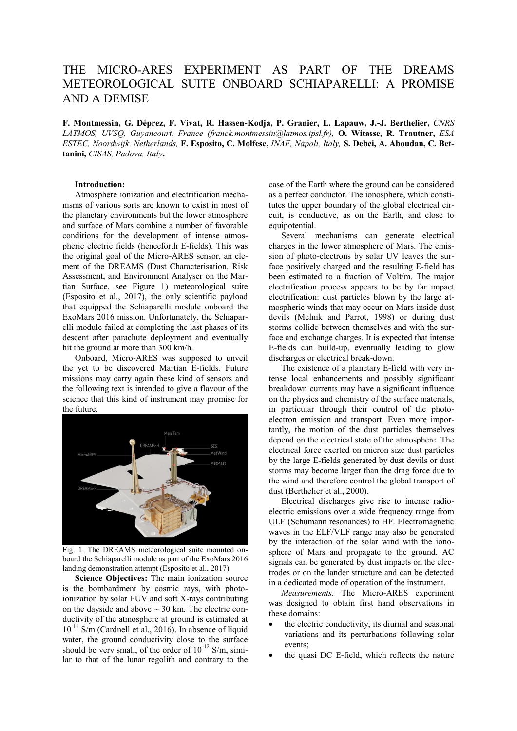# THE MICRO-ARES EXPERIMENT AS PART OF THE DREAMS METEOROLOGICAL SUITE ONBOARD SCHIAPARELLI: A PROMISE AND A DEMISE

**F. Montmessin, G. Déprez, F. Vivat, R. Hassen-Kodja, P. Granier, L. Lapauw, J.-J. Berthelier,** *CNRS LATMOS, UVSQ, Guyancourt, France (franck.montmessin@latmos.ipsl.fr),* **O. Witasse, R. Trautner,** *ESA ESTEC, Noordwijk, Netherlands,* **F. Esposito, C. Molfese,** *INAF, Napoli, Italy,* **S. Debei, A. Aboudan, C. Bettanini,** *CISAS, Padova, Italy***.**

**Introduction:**

Atmosphere ionization and electrification mechanisms of various sorts are known to exist in most of the planetary environments but the lower atmosphere and surface of Mars combine a number of favorable conditions for the development of intense atmospheric electric fields (henceforth E-fields). This was the original goal of the Micro-ARES sensor, an element of the DREAMS (Dust Characterisation, Risk Assessment, and Environment Analyser on the Martian Surface, see Figure 1) meteorological suite (Esposito et al., 2017), the only scientific payload that equipped the Schiaparelli module onboard the ExoMars 2016 mission. Unfortunately, the Schiaparelli module failed at completing the last phases of its descent after parachute deployment and eventually hit the ground at more than 300 km/h.

Onboard, Micro-ARES was supposed to unveil the yet to be discovered Martian E-fields. Future missions may carry again these kind of sensors and the following text is intended to give a flavour of the science that this kind of instrument may promise for the future.

Fig. 1. The DREAMS meteorological suite mounted onboard the Schiaparelli module as part of the ExoMars 2016 landing demonstration attempt (Esposito et al., 2017)

**Science Objectives:** The main ionization source is the bombardment by cosmic rays, with photo-ionization by solar EUV and soft X-rays contributing on the dayside and above ~ 30 km. The electric conductivity of the atmosphere at ground is estimated at $10^{-11}$ S/m (Cardnell et al., 2016). In absence of liquid water, the ground conductivity close to the surface should be very small, of the order of $10^{-12}$ S/m, similar to that of the lunar regolith and contrary to the case of the Earth where the ground can be considered as a perfect conductor. The ionosphere, which constitutes the upper boundary of the global electrical circuit, is conductive, as on the Earth, and close to equipotential.

Several mechanisms can generate electrical charges in the lower atmosphere of Mars. The emission of photo-electrons by solar UV leaves the surface positively charged and the resulting E-field has been estimated to a fraction of Volt/m. The major electrification process appears to be by far impact electrification: dust particles blown by the large atmospheric winds that may occur on Mars inside dust devils (Melnik and Parrot, 1998) or during dust storms collide between themselves and with the surface and exchange charges. It is expected that intense E-fields can build-up, eventually leading to glow discharges or electrical break-down.

The existence of a planetary E-field with very intense local enhancements and possibly significant breakdown currents may have a significant influence on the physics and chemistry of the surface materials, in particular through their control of the photo-electron emission and transport. Even more importantly, the motion of the dust particles themselves depend on the electrical state of the atmosphere. The electrical force exerted on micron size dust particles by the large E-fields generated by dust devils or dust storms may become larger than the drag force due to the wind and therefore control the global transport of dust (Berthelier et al., 2000).

Electrical discharges give rise to intense radio-electric emissions over a wide frequency range from ULF (Schumann resonances) to HF. Electromagnetic waves in the ELF/VLF range may also be generated by the interaction of the solar wind with the ionosphere of Mars and propagate to the ground. AC signals can be generated by dust impacts on the electrodes or on the lander structure and can be detected in a dedicated mode of operation of the instrument.

*Measurements*. The Micro-ARES experiment was designed to obtain first hand observations in these domains:

- the electric conductivity, its diurnal and seasonal variations and its perturbations following solar events;
- the quasi DC E-field, which reflects the nature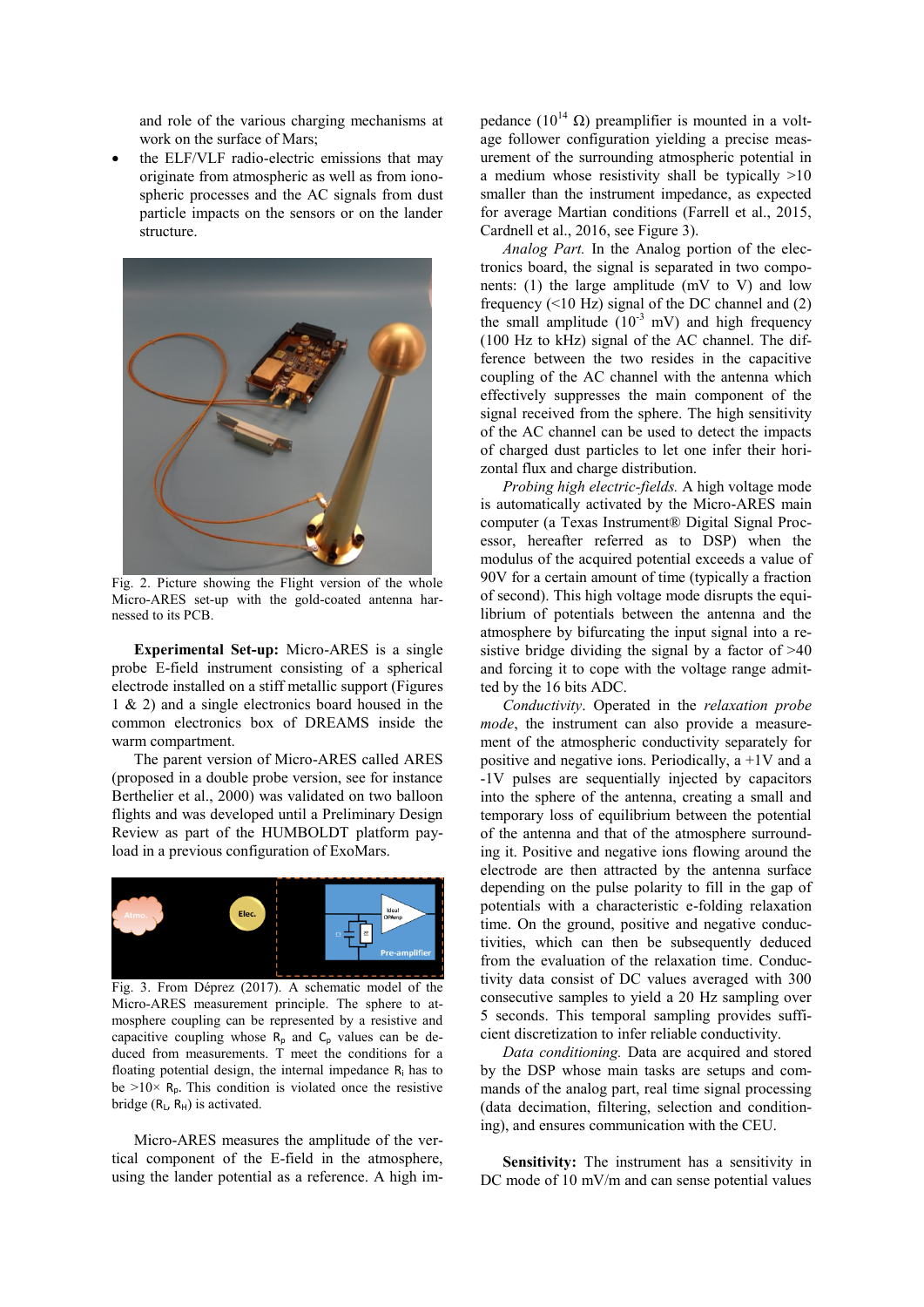and role of the various charging mechanisms at work on the surface of Mars;

- the ELF/VLF radio-electric emissions that may originate from atmospheric as well as from ionospheric processes and the AC signals from dust particle impacts on the sensors or on the lander structure.

Fig. 2. Picture showing the Flight version of the whole Micro-ARES set-up with the gold-coated antenna harnessed to its PCB.

**Experimental Set-up:** Micro-ARES is a single probe E-field instrument consisting of a spherical electrode installed on a stiff metallic support (Figures 1 & 2) and a single electronics board housed in the common electronics box of DREAMS inside the warm compartment.

The parent version of Micro-ARES called ARES (proposed in a double probe version, see for instance Berthelier et al., 2000) was validated on two balloon flights and was developed until a Preliminary Design Review as part of the HUMBOLDT platform payload in a previous configuration of ExoMars.

Fig. 3. From Déprez (2017). A schematic model of the Micro-ARES measurement principle. The sphere to atmosphere coupling can be represented by a resistive and capacitive coupling whose $R_p$ and $C_p$ values can be deduced from measurements. T meet the conditions for a floating potential design, the internal impedance $R_i$ has to be $>10\times$ $R_p$. This condition is violated once the resistive bridge ($R_L$, $R_H$) is activated.

Micro-ARES measures the amplitude of the vertical component of the E-field in the atmosphere, using the lander potential as a reference. A high impedance ($10^{14}$ Ω) preamplifier is mounted in a voltage follower configuration yielding a precise measurement of the surrounding atmospheric potential in a medium whose resistivity shall be typically >10 smaller than the instrument impedance, as expected for average Martian conditions (Farrell et al., 2015, Cardnell et al., 2016, see Figure 3).

*Analog Part.* In the Analog portion of the electronics board, the signal is separated in two components: (1) the large amplitude (mV to V) and low frequency (<10 Hz) signal of the DC channel and (2) the small amplitude ($10^{-3}$ mV) and high frequency (100 Hz to kHz) signal of the AC channel. The difference between the two resides in the capacitive coupling of the AC channel with the antenna which effectively suppresses the main component of the signal received from the sphere. The high sensitivity of the AC channel can be used to detect the impacts of charged dust particles to let one infer their horizontal flux and charge distribution.

*Probing high electric-fields.* A high voltage mode is automatically activated by the Micro-ARES main computer (a Texas Instrument® Digital Signal Processor, hereafter referred as to DSP) when the modulus of the acquired potential exceeds a value of 90V for a certain amount of time (typically a fraction of second). This high voltage mode disrupts the equilibrium of potentials between the antenna and the atmosphere by bifurcating the input signal into a resistive bridge dividing the signal by a factor of >40 and forcing it to cope with the voltage range admitted by the 16 bits ADC.

*Conductivity*. Operated in the *relaxation probe mode*, the instrument can also provide a measurement of the atmospheric conductivity separately for positive and negative ions. Periodically, a +1V and a -1V pulses are sequentially injected by capacitors into the sphere of the antenna, creating a small and temporary loss of equilibrium between the potential of the antenna and that of the atmosphere surrounding it. Positive and negative ions flowing around the electrode are then attracted by the antenna surface depending on the pulse polarity to fill in the gap of potentials with a characteristic e-folding relaxation time. On the ground, positive and negative conductivities, which can then be subsequently deduced from the evaluation of the relaxation time. Conductivity data consist of DC values averaged with 300 consecutive samples to yield a 20 Hz sampling over 5 seconds. This temporal sampling provides sufficient discretization to infer reliable conductivity.

*Data conditioning.* Data are acquired and stored by the DSP whose main tasks are setups and commands of the analog part, real time signal processing (data decimation, filtering, selection and conditioning), and ensures communication with the CEU.

**Sensitivity:** The instrument has a sensitivity in DC mode of 10 mV/m and can sense potential values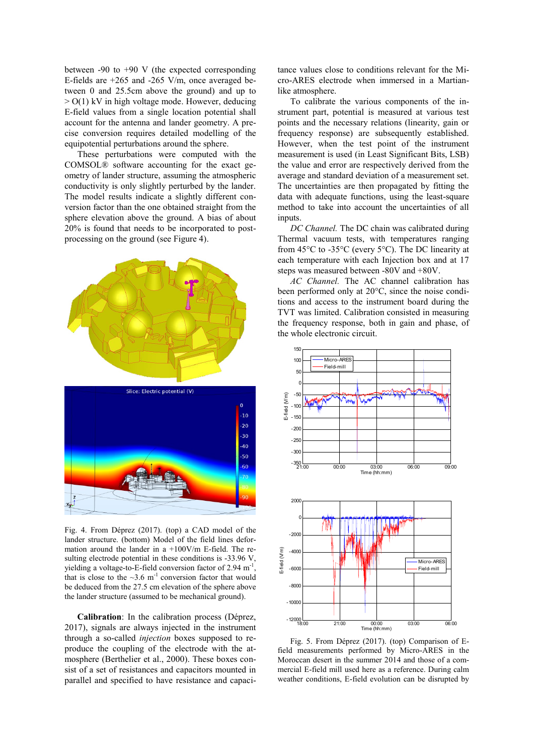between -90 to +90 V (the expected corresponding E-fields are +265 and -265 V/m, once averaged between 0 and 25.5cm above the ground) and up to > O(1) kV in high voltage mode. However, deducing E-field values from a single location potential shall account for the antenna and lander geometry. A precise conversion requires detailed modelling of the equipotential perturbations around the sphere.

These perturbations were computed with the COMSOL® software accounting for the exact geometry of lander structure, assuming the atmospheric conductivity is only slightly perturbed by the lander. The model results indicate a slightly different conversion factor than the one obtained straight from the sphere elevation above the ground. A bias of about 20% is found that needs to be incorporated to post-processing on the ground (see Figure 4).

Fig. 4. From Déprez (2017). (top) a CAD model of the lander structure. (bottom) Model of the field lines deformation around the lander in a +100V/m E-field. The resulting electrode potential in these conditions is -33.96 V, yielding a voltage-to-E-field conversion factor of 2.94 $m^{-1}$, that is close to the ~3.6 $m^{-1}$ conversion factor that would be deduced from the 27.5 cm elevation of the sphere above the lander structure (assumed to be mechanical ground).

**Calibration**: In the calibration process (Déprez, 2017), signals are always injected in the instrument through a so-called *injection* boxes supposed to reproduce the coupling of the electrode with the atmosphere (Berthelier et al., 2000). These boxes consist of a set of resistances and capacitors mounted in parallel and specified to have resistance and capacitance values close to conditions relevant for the Micro-ARES electrode when immersed in a Martian-like atmosphere.

To calibrate the various components of the instrument part, potential is measured at various test points and the necessary relations (linearity, gain or frequency response) are subsequently established. However, when the test point of the instrument measurement is used (in Least Significant Bits, LSB) the value and error are respectively derived from the average and standard deviation of a measurement set. The uncertainties are then propagated by fitting the data with adequate functions, using the least-square method to take into account the uncertainties of all inputs.

*DC Channel.* The DC chain was calibrated during Thermal vacuum tests, with temperatures ranging from 45°C to -35°C (every 5°C). The DC linearity at each temperature with each Injection box and at 17 steps was measured between -80V and +80V.

*AC Channel.* The AC channel calibration has been performed only at 20°C, since the noise conditions and access to the instrument board during the TVT was limited. Calibration consisted in measuring the frequency response, both in gain and phase, of the whole electronic circuit.

Fig. 5. From Déprez (2017). (top) Comparison of E-field measurements performed by Micro-ARES in the Moroccan desert in the summer 2014 and those of a commercial E-field mill used here as a reference. During calm weather conditions, E-field evolution can be disrupted by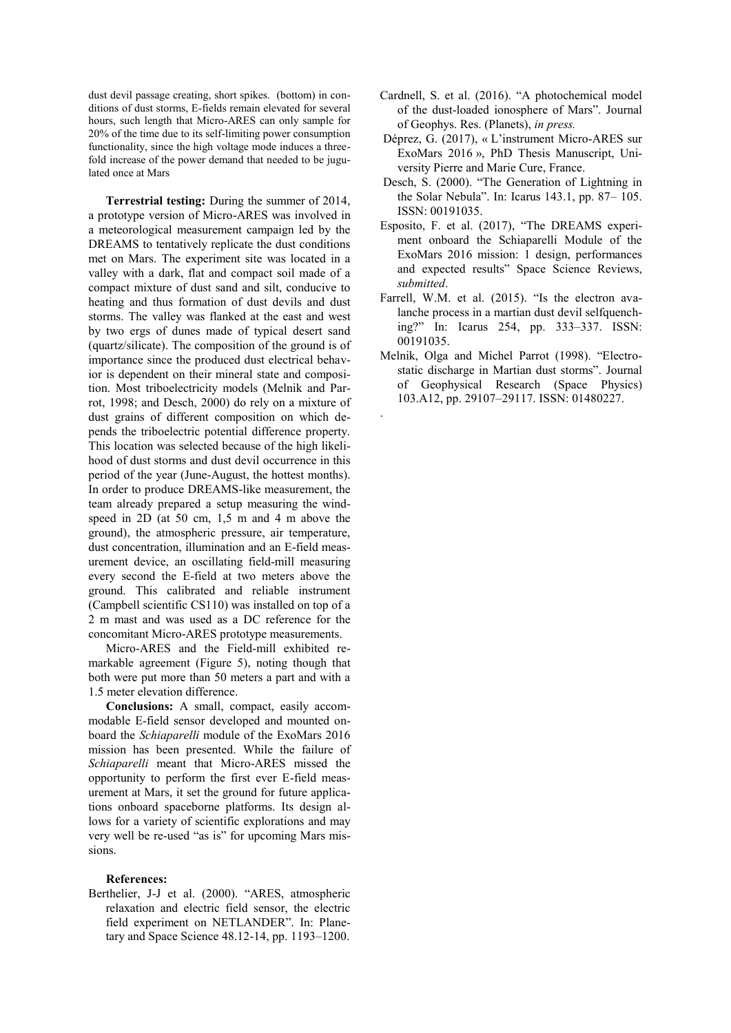dust devil passage creating, short spikes. (bottom) in conditions of dust storms, E-fields remain elevated for several hours, such length that Micro-ARES can only sample for 20% of the time due to its self-limiting power consumption functionality, since the high voltage mode induces a three-fold increase of the power demand that needed to be jugulated once at Mars

**Terrestrial testing:** During the summer of 2014, a prototype version of Micro-ARES was involved in a meteorological measurement campaign led by the DREAMS to tentatively replicate the dust conditions met on Mars. The experiment site was located in a valley with a dark, flat and compact soil made of a compact mixture of dust sand and silt, conducive to heating and thus formation of dust devils and dust storms. The valley was flanked at the east and west by two ergs of dunes made of typical desert sand (quartz/silicate). The composition of the ground is of importance since the produced dust electrical behavior is dependent on their mineral state and composition. Most triboelectricity models (Melnik and Parrot, 1998; and Desch, 2000) do rely on a mixture of dust grains of different composition on which depends the triboelectric potential difference property. This location was selected because of the high likelihood of dust storms and dust devil occurrence in this period of the year (June-August, the hottest months). In order to produce DREAMS-like measurement, the team already prepared a setup measuring the wind-speed in 2D (at 50 cm, 1,5 m and 4 m above the ground), the atmospheric pressure, air temperature, dust concentration, illumination and an E-field measurement device, an oscillating field-mill measuring every second the E-field at two meters above the ground. This calibrated and reliable instrument (Campbell scientific CS110) was installed on top of a 2 m mast and was used as a DC reference for the concomitant Micro-ARES prototype measurements.

Micro-ARES and the Field-mill exhibited remarkable agreement (Figure 5), noting though that both were put more than 50 meters a part and with a 1.5 meter elevation difference.

**Conclusions:** A small, compact, easily accommodable E-field sensor developed and mounted onboard the *Schiaparelli* module of the ExoMars 2016 mission has been presented. While the failure of *Schiaparelli* meant that Micro-ARES missed the opportunity to perform the first ever E-field measurement at Mars, it set the ground for future applications onboard spaceborne platforms. Its design allows for a variety of scientific explorations and may very well be re-used "as is" for upcoming Mars missions.

**References:**

Berthelier, J-J et al. (2000). "ARES, atmospheric relaxation and electric field sensor, the electric field experiment on NETLANDER". In: Planetary and Space Science 48.12-14, pp. 1193–1200.

Cardnell, S. et al. (2016). "A photochemical model of the dust-loaded ionosphere of Mars". Journal of Geophys. Res. (Planets), *in press.*

Déprez, G. (2017), « L'instrument Micro-ARES sur ExoMars 2016 », PhD Thesis Manuscript, University Pierre and Marie Cure, France.

Desch, S. (2000). "The Generation of Lightning in the Solar Nebula". In: Icarus 143.1, pp. 87– 105. ISSN: 00191035.

Esposito, F. et al. (2017), "The DREAMS experiment onboard the Schiaparelli Module of the ExoMars 2016 mission: 1 design, performances and expected results" Space Science Reviews, *submitted*.

Farrell, W.M. et al. (2015). "Is the electron avalanche process in a martian dust devil selfquenching?" In: Icarus 254, pp. 333–337. ISSN: 00191035.

Melnik, Olga and Michel Parrot (1998). "Electrostatic discharge in Martian dust storms". Journal of Geophysical Research (Space Physics) 103.A12, pp. 29107–29117. ISSN: 01480227.